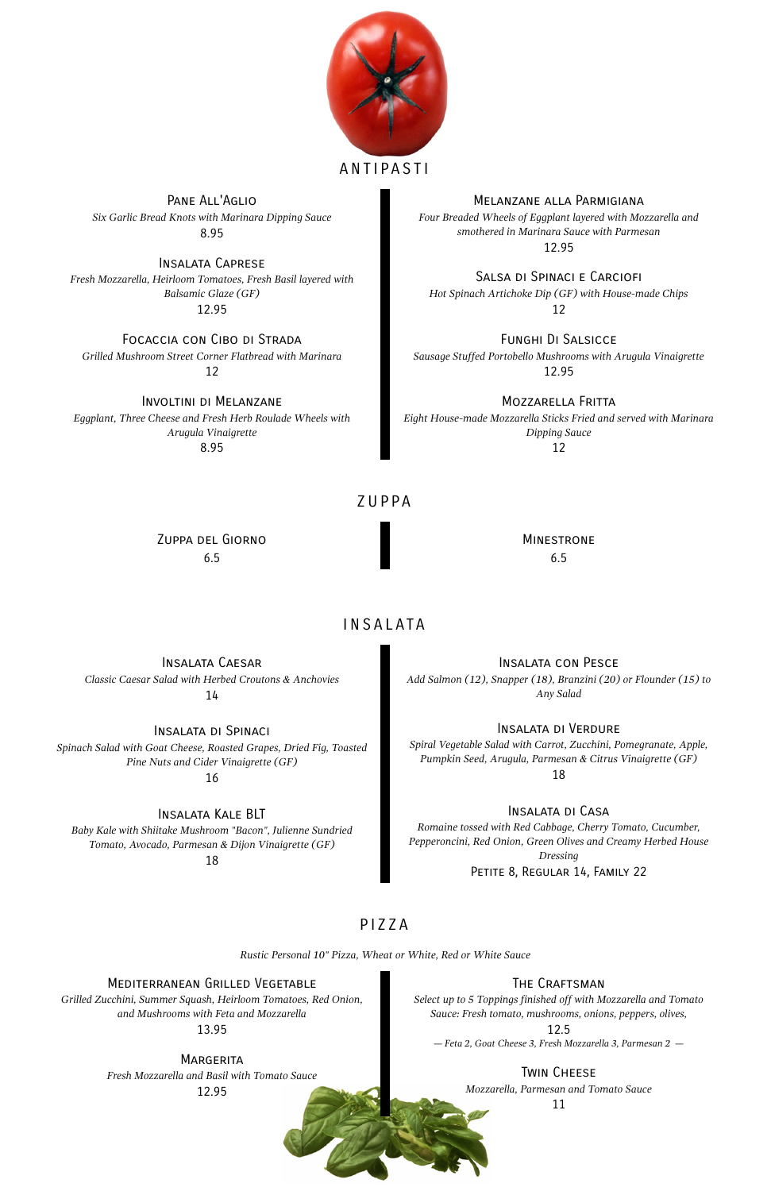# ANTIPASTI

### Pane All'Aglio
*Six Garlic Bread Knots with Marinara Dipping Sauce*
8.95

### Insalata Caprese
*Fresh Mozzarella, Heirloom Tomatoes, Fresh Basil layered with Balsamic Glaze (GF)*
12.95

### Focaccia con Cibo di Strada
*Grilled Mushroom Street Corner Flatbread with Marinara*
12

### Involtini di Melanzane
*Eggplant, Three Cheese and Fresh Herb Roulade Wheels with Arugula Vinaigrette*
8.95

### Melanzane alla Parmigiana
*Four Breaded Wheels of Eggplant layered with Mozzarella and smothered in Marinara Sauce with Parmesan*
12.95

### Salsa di Spinaci e Carciofi
*Hot Spinach Artichoke Dip (GF) with House-made Chips*
12

### Funghi Di Salsicce
*Sausage Stuffed Portobello Mushrooms with Arugula Vinaigrette*
12.95

### Mozzarella Fritta
*Eight House-made Mozzarella Sticks Fried and served with Marinara Dipping Sauce*
12

# ZUPPA

### Zuppa del Giorno
6.5

### Minestrone
6.5

# INSALATA

### Insalata Caesar
*Classic Caesar Salad with Herbed Croutons & Anchovies*
14

### Insalata di Spinaci
*Spinach Salad with Goat Cheese, Roasted Grapes, Dried Fig, Toasted Pine Nuts and Cider Vinaigrette (GF)*
16

### Insalata Kale BLT
*Baby Kale with Shiitake Mushroom "Bacon", Julienne Sundried Tomato, Avocado, Parmesan & Dijon Vinaigrette (GF)*
18

### Insalata con Pesce
*Add Salmon (12), Snapper (18), Branzini (20) or Flounder (15) to Any Salad*

### Insalata di Verdure
*Spiral Vegetable Salad with Carrot, Zucchini, Pomegranate, Apple, Pumpkin Seed, Arugula, Parmesan & Citrus Vinaigrette (GF)*
18

### Insalata di Casa
*Romaine tossed with Red Cabbage, Cherry Tomato, Cucumber, Pepperoncini, Red Onion, Green Olives and Creamy Herbed House Dressing*
Petite 8, Regular 14, Family 22

# PIZZA

*Rustic Personal 10" Pizza, Wheat or White, Red or White Sauce*

### Mediterranean Grilled Vegetable
*Grilled Zucchini, Summer Squash, Heirloom Tomatoes, Red Onion, and Mushrooms with Feta and Mozzarella*
13.95

### Margerita
*Fresh Mozzarella and Basil with Tomato Sauce*
12.95

### The Craftsman
*Select up to 5 Toppings finished off with Mozzarella and Tomato Sauce: Fresh tomato, mushrooms, onions, peppers, olives,*
12.5
*— Feta 2, Goat Cheese 3, Fresh Mozzarella 3, Parmesan 2 —*

### Twin Cheese
*Mozzarella, Parmesan and Tomato Sauce*
11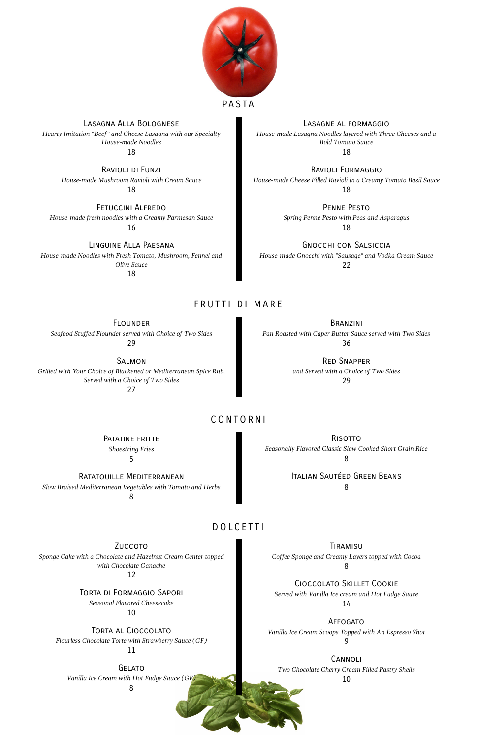## PASTA

### Lasagna Alla Bolognese
*Hearty Imitation "Beef" and Cheese Lasagna with our Specialty House-made Noodles*
18

### Ravioli di Funzi
*House-made Mushroom Ravioli with Cream Sauce*
18

### Fetuccini Alfredo
*House-made fresh noodles with a Creamy Parmesan Sauce*
16

### Linguine Alla Paesana
*House-made Noodles with Fresh Tomato, Mushroom, Fennel and Olive Sauce*
18

### Lasagne al Formaggio
*House-made Lasagna Noodles layered with Three Cheeses and a Bold Tomato Sauce*
18

### Ravioli Formaggio
*House-made Cheese Filled Ravioli in a Creamy Tomato Basil Sauce*
18

### Penne Pesto
*Spring Penne Pesto with Peas and Asparagus*
18

### Gnocchi con Salsiccia
*House-made Gnocchi with "Sausage" and Vodka Cream Sauce*
22

## FRUTTI DI MARE

### Flounder
*Seafood Stuffed Flounder served with Choice of Two Sides*
29

### Salmon
*Grilled with Your Choice of Blackened or Mediterranean Spice Rub, Served with a Choice of Two Sides*
27

### Branzini
*Pan Roasted with Caper Butter Sauce served with Two Sides*
36

### Red Snapper
*and Served with a Choice of Two Sides*
29

## CONTORNI

### Patatine Fritte
*Shoestring Fries*
5

### Ratatouille Mediterranean
*Slow Braised Mediterranean Vegetables with Tomato and Herbs*
8

### Risotto
*Seasonally Flavored Classic Slow Cooked Short Grain Rice*
8

### Italian Sautéed Green Beans
8

## DOLCETTI

### Zuccoto
*Sponge Cake with a Chocolate and Hazelnut Cream Center topped with Chocolate Ganache*
12

### Torta di Formaggio Sapori
*Seasonal Flavored Cheesecake*
10

### Torta al Cioccolato
*Flourless Chocolate Torte with Strawberry Sauce (GF)*
11

### Gelato
*Vanilla Ice Cream with Hot Fudge Sauce (GF)*
8

### Tiramisu
*Coffee Sponge and Creamy Layers topped with Cocoa*
8

### Cioccolato Skillet Cookie
*Served with Vanilla Ice cream and Hot Fudge Sauce*
14

### Affogato
*Vanilla Ice Cream Scoops Topped with An Espresso Shot*
9

### Cannoli
*Two Chocolate Cherry Cream Filled Pastry Shells*
10